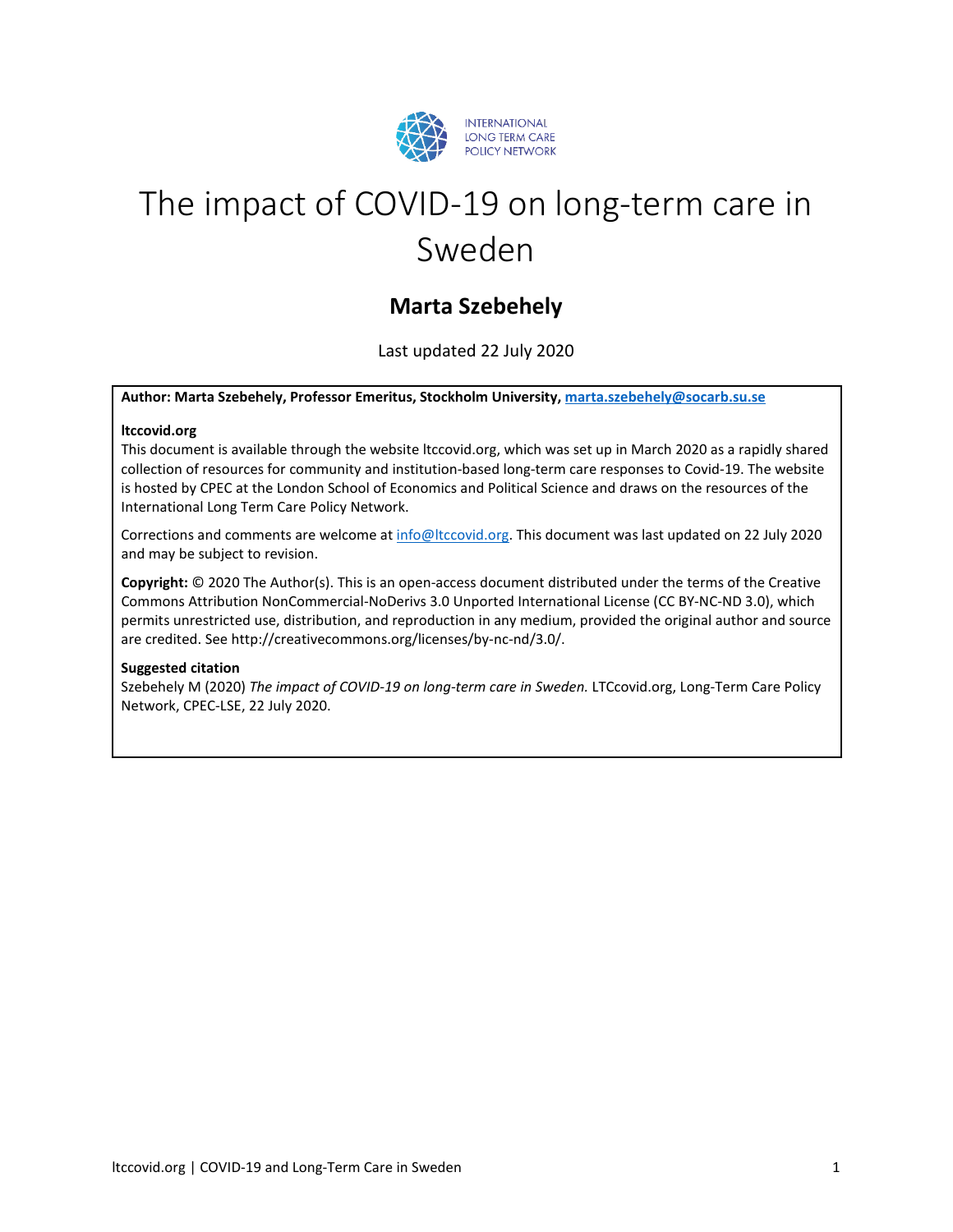INTERNATIONAL LONG TERM CARE POLICY NETWORK

# The impact of COVID-19 on long-term care in Sweden

## Marta Szebehely

Last updated 22 July 2020

**Author: Marta Szebehely, Professor Emeritus, Stockholm University, marta.szebehely@socarb.su.se**

**ltccovid.org**
This document is available through the website ltccovid.org, which was set up in March 2020 as a rapidly shared collection of resources for community and institution-based long-term care responses to Covid-19. The website is hosted by CPEC at the London School of Economics and Political Science and draws on the resources of the International Long Term Care Policy Network.

Corrections and comments are welcome at info@ltccovid.org. This document was last updated on 22 July 2020 and may be subject to revision.

**Copyright:** © 2020 The Author(s). This is an open-access document distributed under the terms of the Creative Commons Attribution NonCommercial-NoDerivs 3.0 Unported International License (CC BY-NC-ND 3.0), which permits unrestricted use, distribution, and reproduction in any medium, provided the original author and source are credited. See http://creativecommons.org/licenses/by-nc-nd/3.0/.

**Suggested citation**
Szebehely M (2020) *The impact of COVID-19 on long-term care in Sweden.* LTCcovid.org, Long-Term Care Policy Network, CPEC-LSE, 22 July 2020.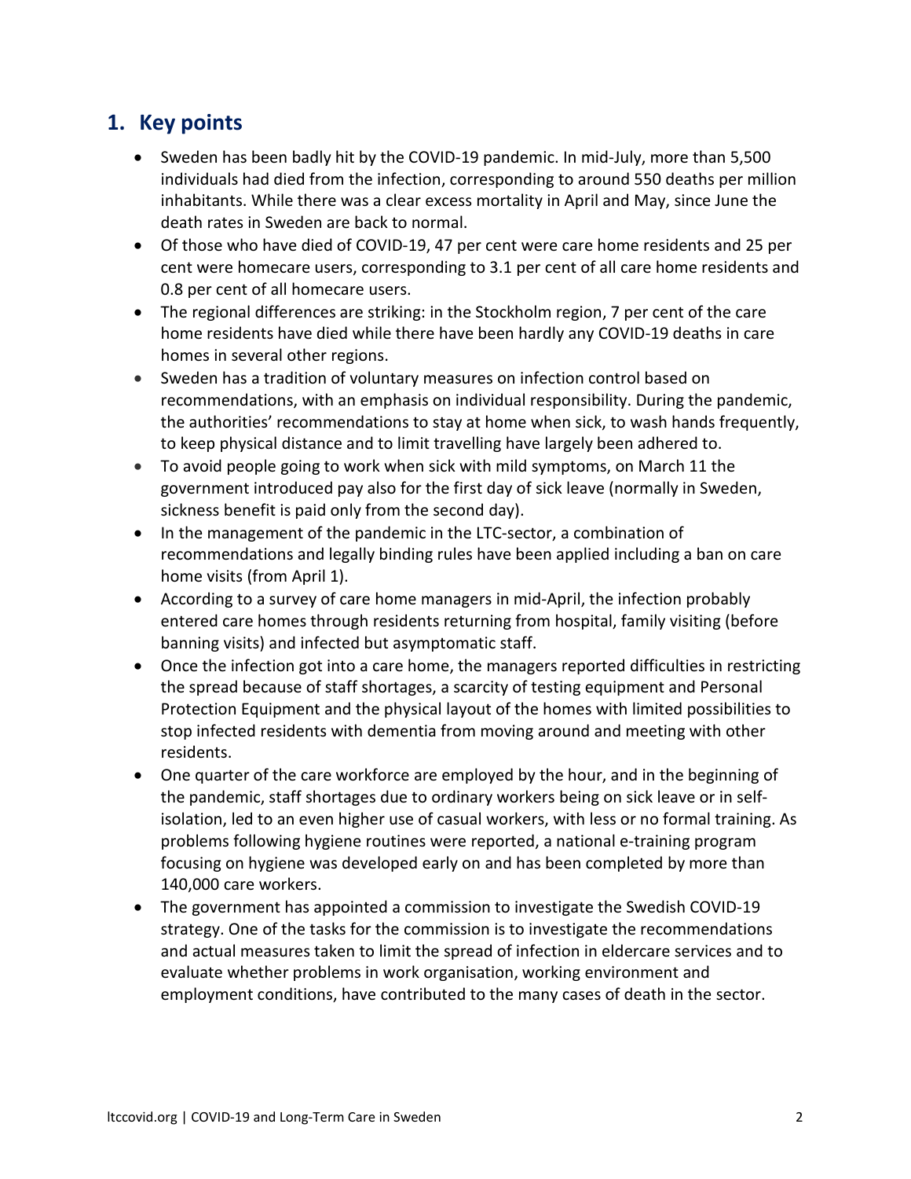## 1. Key points

- Sweden has been badly hit by the COVID-19 pandemic. In mid-July, more than 5,500 individuals had died from the infection, corresponding to around 550 deaths per million inhabitants. While there was a clear excess mortality in April and May, since June the death rates in Sweden are back to normal.
- Of those who have died of COVID-19, 47 per cent were care home residents and 25 per cent were homecare users, corresponding to 3.1 per cent of all care home residents and 0.8 per cent of all homecare users.
- The regional differences are striking: in the Stockholm region, 7 per cent of the care home residents have died while there have been hardly any COVID-19 deaths in care homes in several other regions.
- Sweden has a tradition of voluntary measures on infection control based on recommendations, with an emphasis on individual responsibility. During the pandemic, the authorities' recommendations to stay at home when sick, to wash hands frequently, to keep physical distance and to limit travelling have largely been adhered to.
- To avoid people going to work when sick with mild symptoms, on March 11 the government introduced pay also for the first day of sick leave (normally in Sweden, sickness benefit is paid only from the second day).
- In the management of the pandemic in the LTC-sector, a combination of recommendations and legally binding rules have been applied including a ban on care home visits (from April 1).
- According to a survey of care home managers in mid-April, the infection probably entered care homes through residents returning from hospital, family visiting (before banning visits) and infected but asymptomatic staff.
- Once the infection got into a care home, the managers reported difficulties in restricting the spread because of staff shortages, a scarcity of testing equipment and Personal Protection Equipment and the physical layout of the homes with limited possibilities to stop infected residents with dementia from moving around and meeting with other residents.
- One quarter of the care workforce are employed by the hour, and in the beginning of the pandemic, staff shortages due to ordinary workers being on sick leave or in self-isolation, led to an even higher use of casual workers, with less or no formal training. As problems following hygiene routines were reported, a national e-training program focusing on hygiene was developed early on and has been completed by more than 140,000 care workers.
- The government has appointed a commission to investigate the Swedish COVID-19 strategy. One of the tasks for the commission is to investigate the recommendations and actual measures taken to limit the spread of infection in eldercare services and to evaluate whether problems in work organisation, working environment and employment conditions, have contributed to the many cases of death in the sector.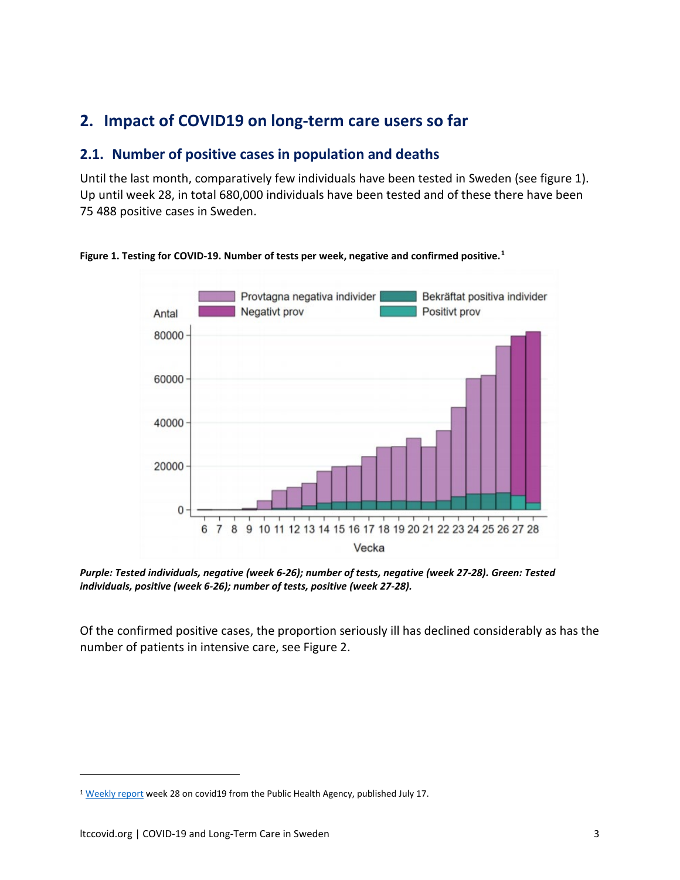## 2. Impact of COVID19 on long-term care users so far

### 2.1. Number of positive cases in population and deaths

Until the last month, comparatively few individuals have been tested in Sweden (see figure 1). Up until week 28, in total 680,000 individuals have been tested and of these there have been 75 488 positive cases in Sweden.

**Figure 1. Testing for COVID-19. Number of tests per week, negative and confirmed positive.**[1]

***Purple: Tested individuals, negative (week 6-26); number of tests, negative (week 27-28). Green: Tested individuals, positive (week 6-26); number of tests, positive (week 27-28).***

Of the confirmed positive cases, the proportion seriously ill has declined considerably as has the number of patients in intensive care, see Figure 2.

[1] Weekly report week 28 on covid19 from the Public Health Agency, published July 17.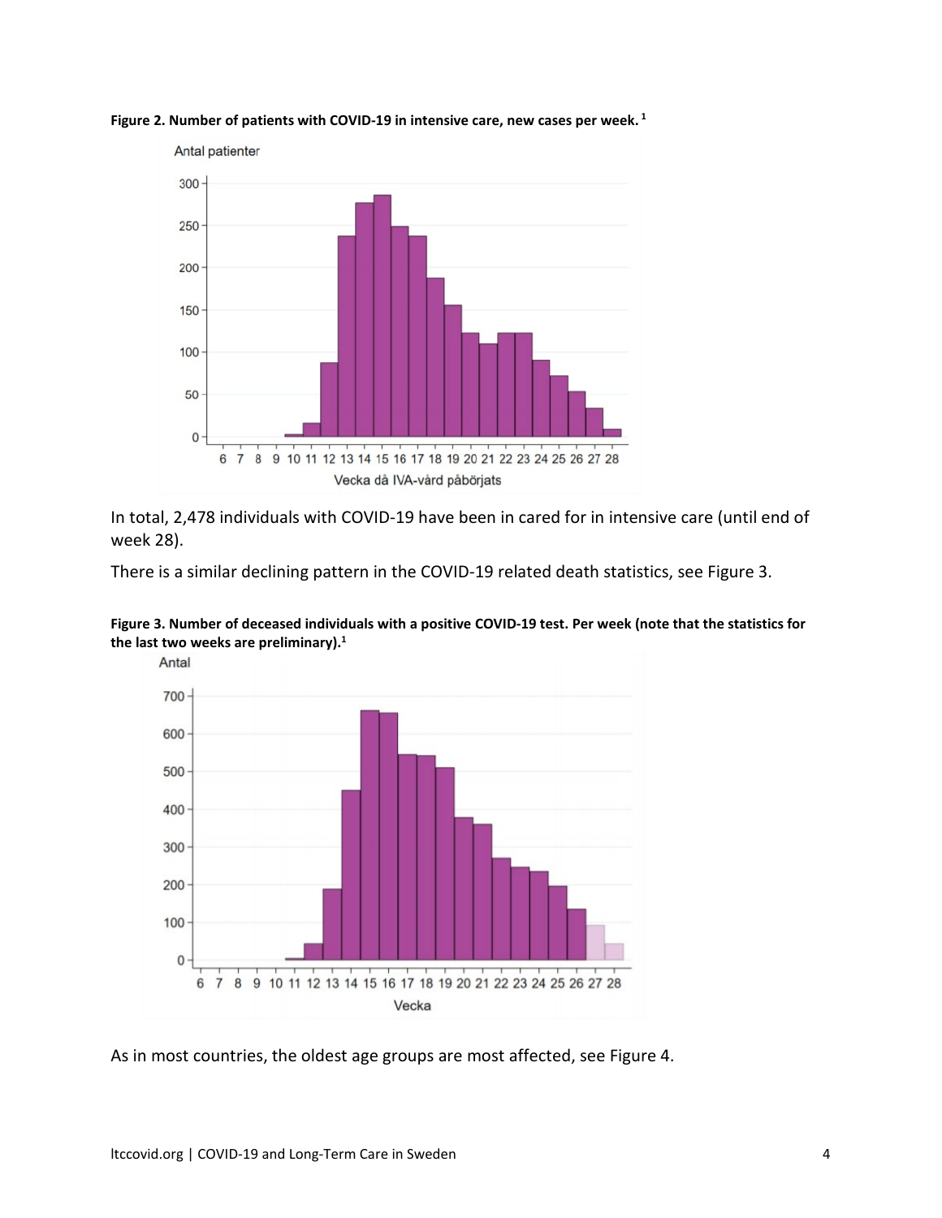**Figure 2. Number of patients with COVID-19 in intensive care, new cases per week.** [1]

In total, 2,478 individuals with COVID-19 have been in cared for in intensive care (until end of week 28).

There is a similar declining pattern in the COVID-19 related death statistics, see Figure 3.

**Figure 3. Number of deceased individuals with a positive COVID-19 test. Per week (note that the statistics for the last two weeks are preliminary).**[1]

As in most countries, the oldest age groups are most affected, see Figure 4.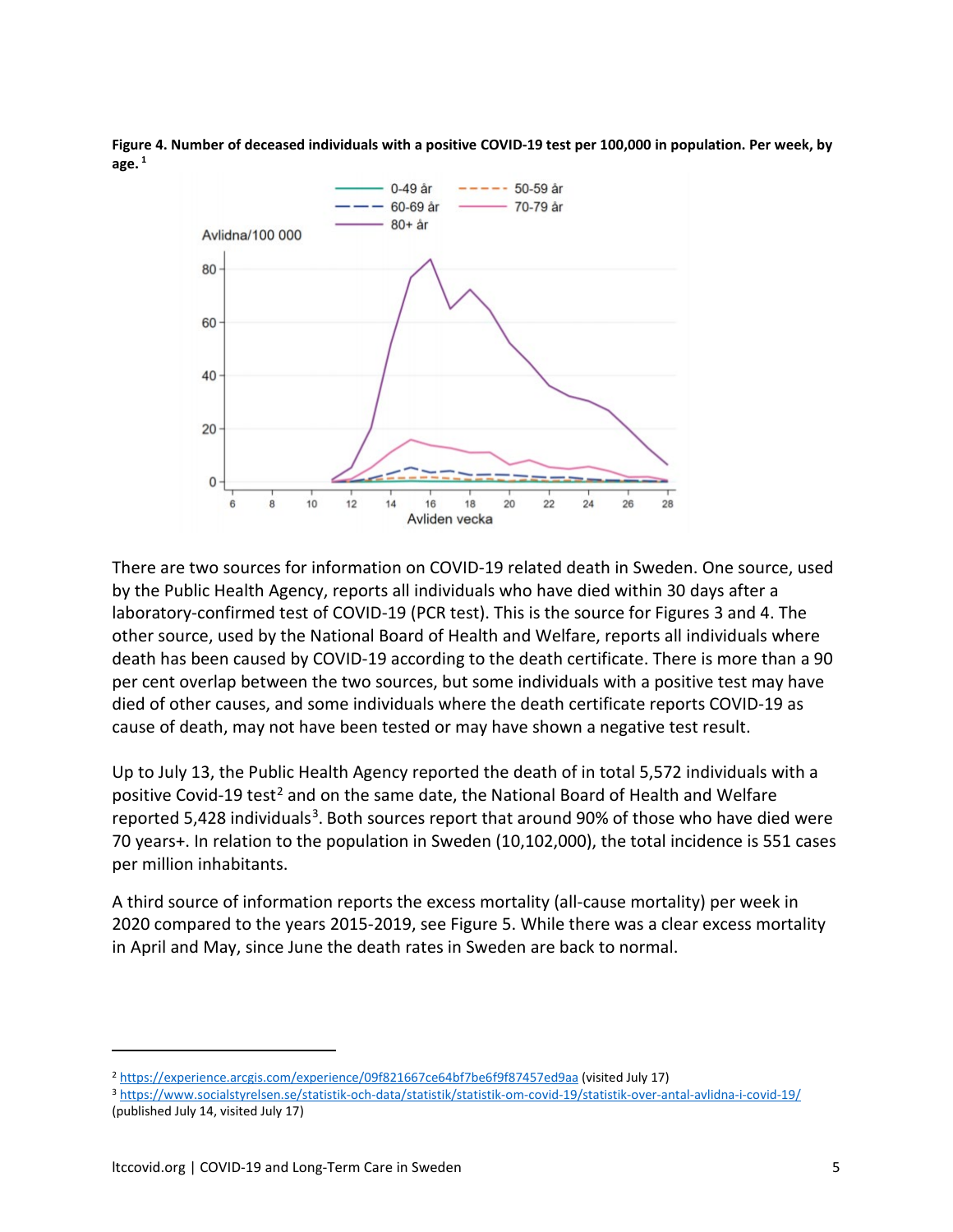**Figure 4. Number of deceased individuals with a positive COVID-19 test per 100,000 in population. Per week, by age.**[1]

There are two sources for information on COVID-19 related death in Sweden. One source, used by the Public Health Agency, reports all individuals who have died within 30 days after a laboratory-confirmed test of COVID-19 (PCR test). This is the source for Figures 3 and 4. The other source, used by the National Board of Health and Welfare, reports all individuals where death has been caused by COVID-19 according to the death certificate. There is more than a 90 per cent overlap between the two sources, but some individuals with a positive test may have died of other causes, and some individuals where the death certificate reports COVID-19 as cause of death, may not have been tested or may have shown a negative test result.

Up to July 13, the Public Health Agency reported the death of in total 5,572 individuals with a positive Covid-19 test[2] and on the same date, the National Board of Health and Welfare reported 5,428 individuals[3]. Both sources report that around 90% of those who have died were 70 years+. In relation to the population in Sweden (10,102,000), the total incidence is 551 cases per million inhabitants.

A third source of information reports the excess mortality (all-cause mortality) per week in 2020 compared to the years 2015-2019, see Figure 5. While there was a clear excess mortality in April and May, since June the death rates in Sweden are back to normal.

---

[2] https://experience.arcgis.com/experience/09f821667ce64bf7be6f9f87457ed9aa (visited July 17)

[3] https://www.socialstyrelsen.se/statistik-och-data/statistik/statistik-om-covid-19/statistik-over-antal-avlidna-i-covid-19/ (published July 14, visited July 17)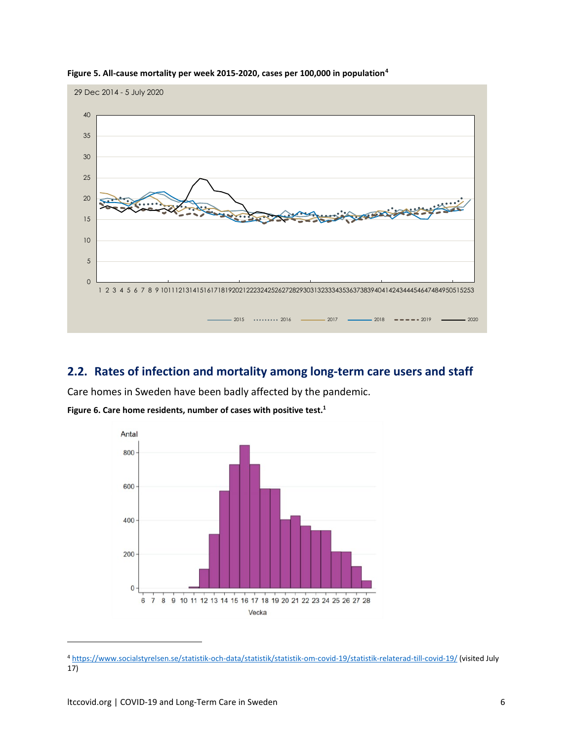**Figure 5. All-cause mortality per week 2015-2020, cases per 100,000 in population**[4]

## 2.2. Rates of infection and mortality among long-term care users and staff

Care homes in Sweden have been badly affected by the pandemic.

**Figure 6. Care home residents, number of cases with positive test.**[1]

---

[4] https://www.socialstyrelsen.se/statistik-och-data/statistik/statistik-om-covid-19/statistik-relaterad-till-covid-19/ (visited July 17)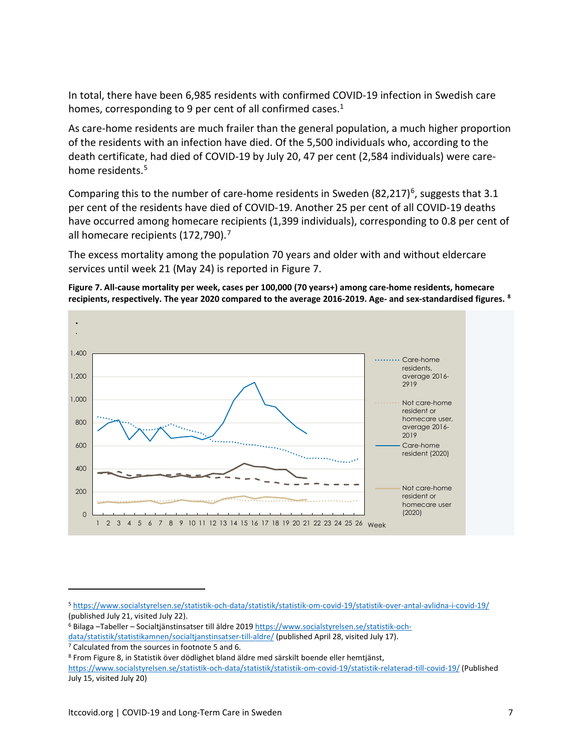In total, there have been 6,985 residents with confirmed COVID-19 infection in Swedish care homes, corresponding to 9 per cent of all confirmed cases.[1]

As care-home residents are much frailer than the general population, a much higher proportion of the residents with an infection have died. Of the 5,500 individuals who, according to the death certificate, had died of COVID-19 by July 20, 47 per cent (2,584 individuals) were care-home residents.[5]

Comparing this to the number of care-home residents in Sweden (82,217)[6], suggests that 3.1 per cent of the residents have died of COVID-19. Another 25 per cent of all COVID-19 deaths have occurred among homecare recipients (1,399 individuals), corresponding to 0.8 per cent of all homecare recipients (172,790).[7]

The excess mortality among the population 70 years and older with and without eldercare services until week 21 (May 24) is reported in Figure 7.

**Figure 7. All-cause mortality per week, cases per 100,000 (70 years+) among care-home residents, homecare recipients, respectively. The year 2020 compared to the average 2016-2019. Age- and sex-standardised figures.** [8]

---

[5] https://www.socialstyrelsen.se/statistik-och-data/statistik/statistik-om-covid-19/statistik-over-antal-avlidna-i-covid-19/ (published July 21, visited July 22).

[6] Bilaga –Tabeller – Socialtjänstinsatser till äldre 2019 https://www.socialstyrelsen.se/statistik-och-data/statistik/statistikamnen/socialtjanstinsatser-till-aldre/ (published April 28, visited July 17).

[7] Calculated from the sources in footnote 5 and 6.

[8] From Figure 8, in Statistik över dödlighet bland äldre med särskilt boende eller hemtjänst, https://www.socialstyrelsen.se/statistik-och-data/statistik/statistik-om-covid-19/statistik-relaterad-till-covid-19/ (Published July 15, visited July 20)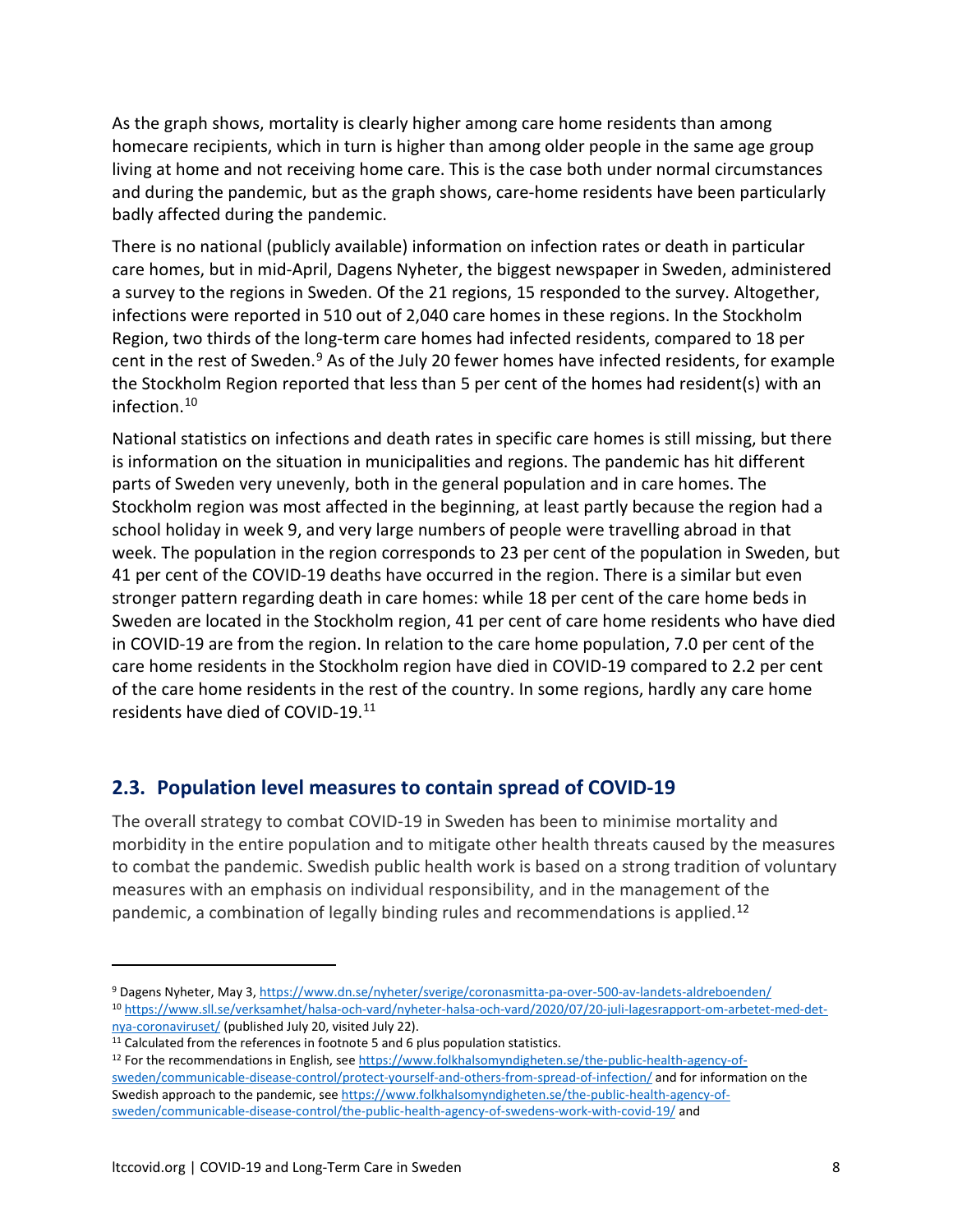As the graph shows, mortality is clearly higher among care home residents than among homecare recipients, which in turn is higher than among older people in the same age group living at home and not receiving home care. This is the case both under normal circumstances and during the pandemic, but as the graph shows, care-home residents have been particularly badly affected during the pandemic.

There is no national (publicly available) information on infection rates or death in particular care homes, but in mid-April, Dagens Nyheter, the biggest newspaper in Sweden, administered a survey to the regions in Sweden. Of the 21 regions, 15 responded to the survey. Altogether, infections were reported in 510 out of 2,040 care homes in these regions. In the Stockholm Region, two thirds of the long-term care homes had infected residents, compared to 18 per cent in the rest of Sweden.[9] As of the July 20 fewer homes have infected residents, for example the Stockholm Region reported that less than 5 per cent of the homes had resident(s) with an infection.[10]

National statistics on infections and death rates in specific care homes is still missing, but there is information on the situation in municipalities and regions. The pandemic has hit different parts of Sweden very unevenly, both in the general population and in care homes. The Stockholm region was most affected in the beginning, at least partly because the region had a school holiday in week 9, and very large numbers of people were travelling abroad in that week. The population in the region corresponds to 23 per cent of the population in Sweden, but 41 per cent of the COVID-19 deaths have occurred in the region. There is a similar but even stronger pattern regarding death in care homes: while 18 per cent of the care home beds in Sweden are located in the Stockholm region, 41 per cent of care home residents who have died in COVID-19 are from the region. In relation to the care home population, 7.0 per cent of the care home residents in the Stockholm region have died in COVID-19 compared to 2.2 per cent of the care home residents in the rest of the country. In some regions, hardly any care home residents have died of COVID-19.[11]

## 2.3. Population level measures to contain spread of COVID-19

The overall strategy to combat COVID-19 in Sweden has been to minimise mortality and morbidity in the entire population and to mitigate other health threats caused by the measures to combat the pandemic. Swedish public health work is based on a strong tradition of voluntary measures with an emphasis on individual responsibility, and in the management of the pandemic, a combination of legally binding rules and recommendations is applied.[12]

---

[9] Dagens Nyheter, May 3, https://www.dn.se/nyheter/sverige/coronasmitta-pa-over-500-av-landets-aldreboenden/

[10] https://www.sll.se/verksamhet/halsa-och-vard/nyheter-halsa-och-vard/2020/07/20-juli-lagesrapport-om-arbetet-med-det-nya-coronaviruset/ (published July 20, visited July 22).

[11] Calculated from the references in footnote 5 and 6 plus population statistics.

[12] For the recommendations in English, see https://www.folkhalsomyndigheten.se/the-public-health-agency-of-sweden/communicable-disease-control/protect-yourself-and-others-from-spread-of-infection/ and for information on the Swedish approach to the pandemic, see https://www.folkhalsomyndigheten.se/the-public-health-agency-of-sweden/communicable-disease-control/the-public-health-agency-of-swedens-work-with-covid-19/ and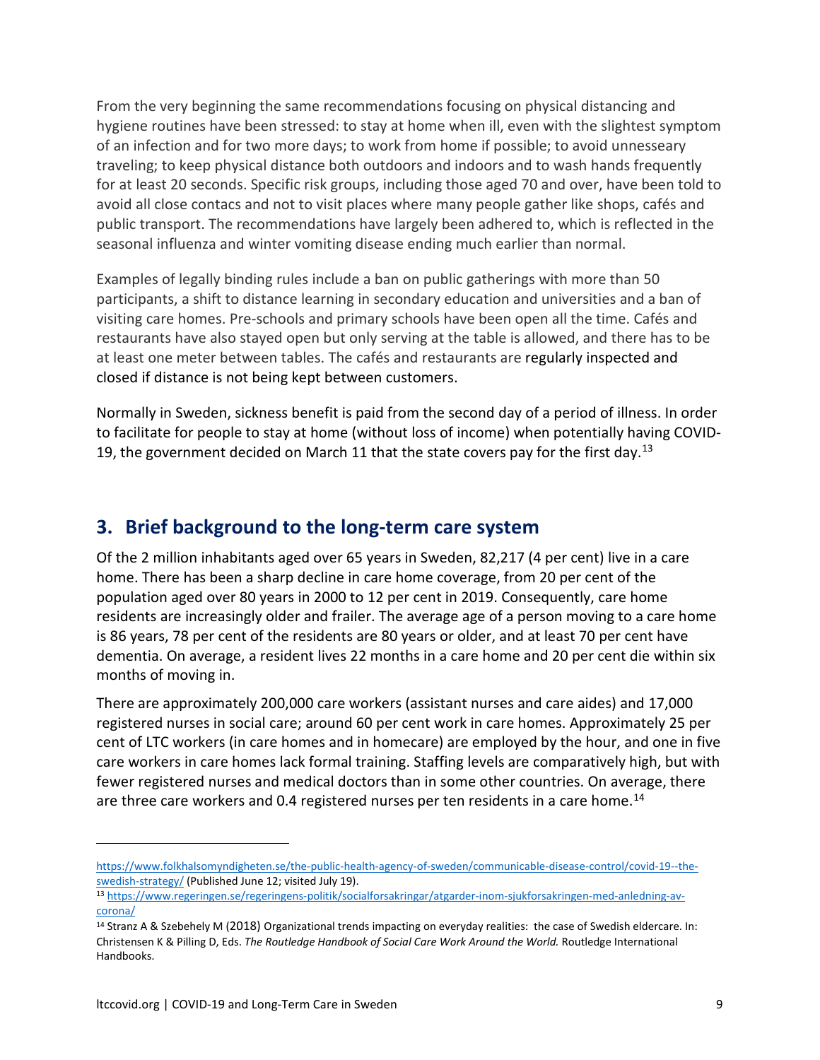From the very beginning the same recommendations focusing on physical distancing and hygiene routines have been stressed: to stay at home when ill, even with the slightest symptom of an infection and for two more days; to work from home if possible; to avoid unnesseary traveling; to keep physical distance both outdoors and indoors and to wash hands frequently for at least 20 seconds. Specific risk groups, including those aged 70 and over, have been told to avoid all close contacs and not to visit places where many people gather like shops, cafés and public transport. The recommendations have largely been adhered to, which is reflected in the seasonal influenza and winter vomiting disease ending much earlier than normal.

Examples of legally binding rules include a ban on public gatherings with more than 50 participants, a shift to distance learning in secondary education and universities and a ban of visiting care homes. Pre-schools and primary schools have been open all the time. Cafés and restaurants have also stayed open but only serving at the table is allowed, and there has to be at least one meter between tables. The cafés and restaurants are regularly inspected and closed if distance is not being kept between customers.

Normally in Sweden, sickness benefit is paid from the second day of a period of illness. In order to facilitate for people to stay at home (without loss of income) when potentially having COVID-19, the government decided on March 11 that the state covers pay for the first day.[13]

## 3. Brief background to the long-term care system

Of the 2 million inhabitants aged over 65 years in Sweden, 82,217 (4 per cent) live in a care home. There has been a sharp decline in care home coverage, from 20 per cent of the population aged over 80 years in 2000 to 12 per cent in 2019. Consequently, care home residents are increasingly older and frailer. The average age of a person moving to a care home is 86 years, 78 per cent of the residents are 80 years or older, and at least 70 per cent have dementia. On average, a resident lives 22 months in a care home and 20 per cent die within six months of moving in.

There are approximately 200,000 care workers (assistant nurses and care aides) and 17,000 registered nurses in social care; around 60 per cent work in care homes. Approximately 25 per cent of LTC workers (in care homes and in homecare) are employed by the hour, and one in five care workers in care homes lack formal training. Staffing levels are comparatively high, but with fewer registered nurses and medical doctors than in some other countries. On average, there are three care workers and 0.4 registered nurses per ten residents in a care home.[14]

---

https://www.folkhalsomyndigheten.se/the-public-health-agency-of-sweden/communicable-disease-control/covid-19--the-swedish-strategy/ (Published June 12; visited July 19).

[13] https://www.regeringen.se/regeringens-politik/socialforsakringar/atgarder-inom-sjukforsakringen-med-anledning-av-corona/

[14] Stranz A & Szebehely M (2018) Organizational trends impacting on everyday realities: the case of Swedish eldercare. In: Christensen K & Pilling D, Eds. *The Routledge Handbook of Social Care Work Around the World.* Routledge International Handbooks.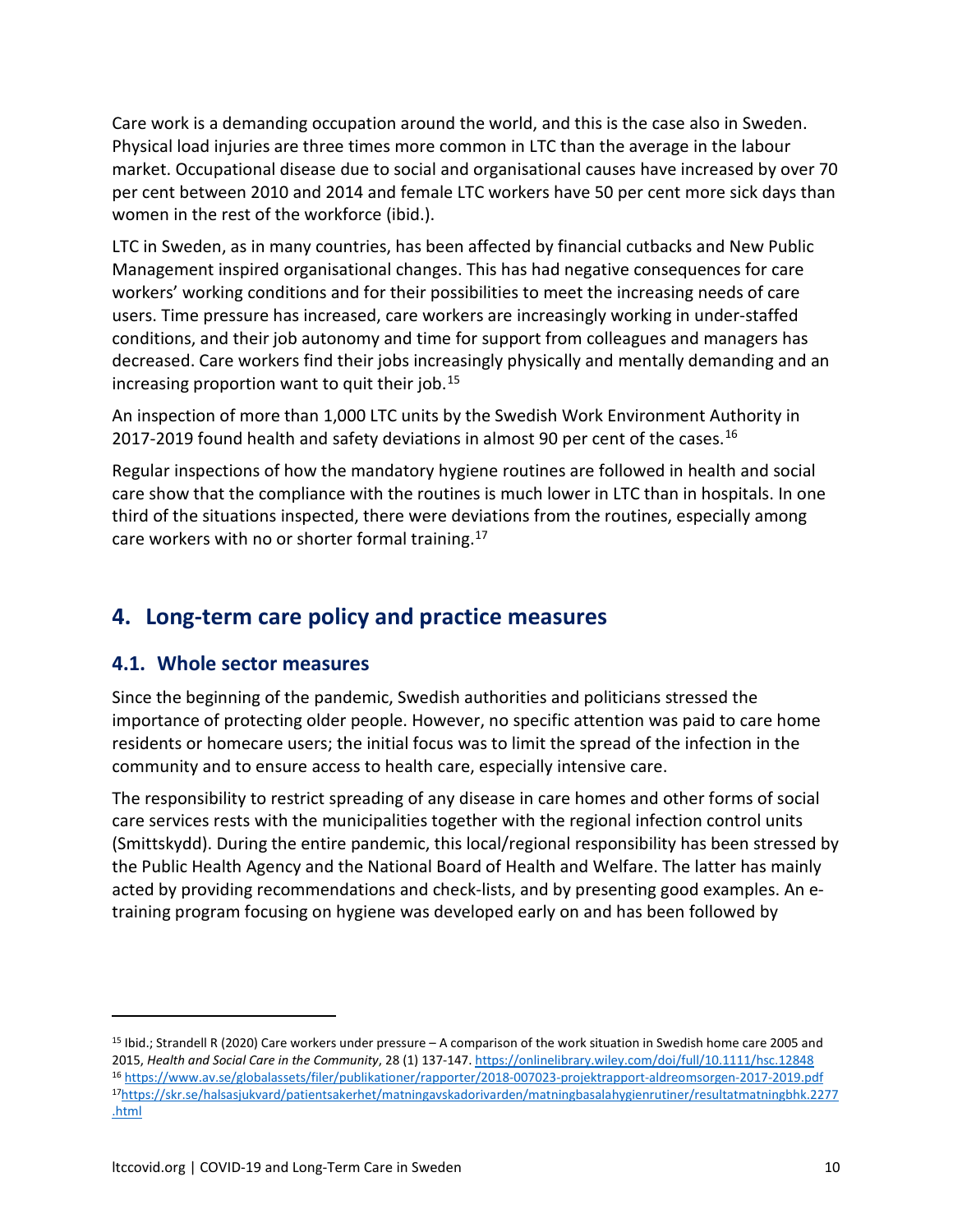Care work is a demanding occupation around the world, and this is the case also in Sweden. Physical load injuries are three times more common in LTC than the average in the labour market. Occupational disease due to social and organisational causes have increased by over 70 per cent between 2010 and 2014 and female LTC workers have 50 per cent more sick days than women in the rest of the workforce (ibid.).

LTC in Sweden, as in many countries, has been affected by financial cutbacks and New Public Management inspired organisational changes. This has had negative consequences for care workers' working conditions and for their possibilities to meet the increasing needs of care users. Time pressure has increased, care workers are increasingly working in under-staffed conditions, and their job autonomy and time for support from colleagues and managers has decreased. Care workers find their jobs increasingly physically and mentally demanding and an increasing proportion want to quit their job.[15]

An inspection of more than 1,000 LTC units by the Swedish Work Environment Authority in 2017-2019 found health and safety deviations in almost 90 per cent of the cases.[16]

Regular inspections of how the mandatory hygiene routines are followed in health and social care show that the compliance with the routines is much lower in LTC than in hospitals. In one third of the situations inspected, there were deviations from the routines, especially among care workers with no or shorter formal training.[17]

## 4. Long-term care policy and practice measures

### 4.1. Whole sector measures

Since the beginning of the pandemic, Swedish authorities and politicians stressed the importance of protecting older people. However, no specific attention was paid to care home residents or homecare users; the initial focus was to limit the spread of the infection in the community and to ensure access to health care, especially intensive care.

The responsibility to restrict spreading of any disease in care homes and other forms of social care services rests with the municipalities together with the regional infection control units (Smittskydd). During the entire pandemic, this local/regional responsibility has been stressed by the Public Health Agency and the National Board of Health and Welfare. The latter has mainly acted by providing recommendations and check-lists, and by presenting good examples. An e-training program focusing on hygiene was developed early on and has been followed by

---

[15] Ibid.; Strandell R (2020) Care workers under pressure – A comparison of the work situation in Swedish home care 2005 and 2015, *Health and Social Care in the Community*, 28 (1) 137-147. https://onlinelibrary.wiley.com/doi/full/10.1111/hsc.12848

[16] https://www.av.se/globalassets/filer/publikationer/rapporter/2018-007023-projektrapport-aldreomsorgen-2017-2019.pdf

[17] https://skr.se/halsasjukvard/patientsakerhet/matningavskadorivarden/matningbasalahygienrutiner/resultatmatningbhk.2277.html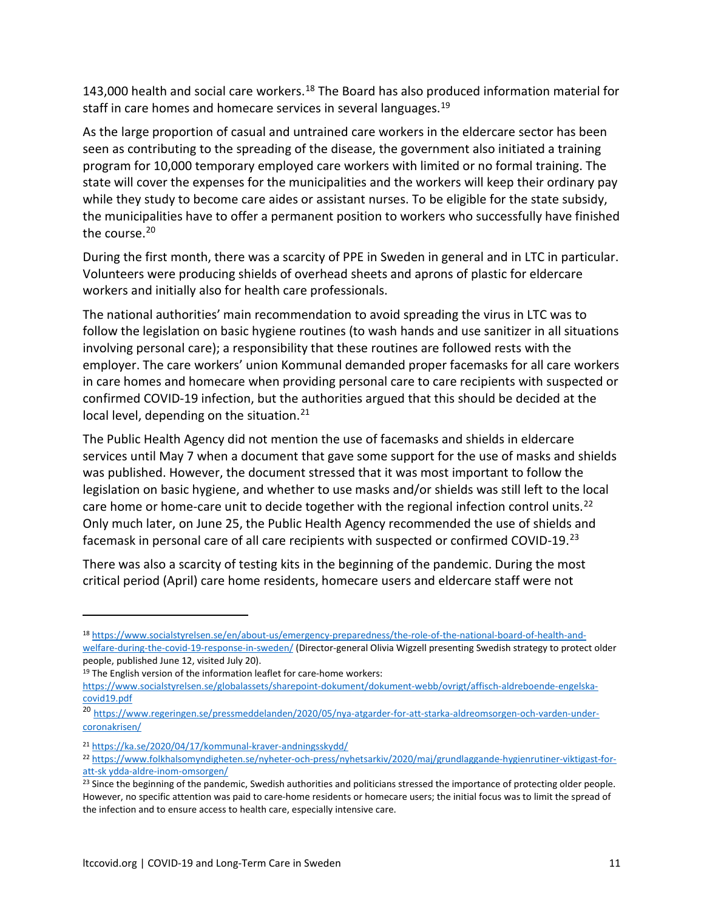143,000 health and social care workers.[18] The Board has also produced information material for staff in care homes and homecare services in several languages.[19]

As the large proportion of casual and untrained care workers in the eldercare sector has been seen as contributing to the spreading of the disease, the government also initiated a training program for 10,000 temporary employed care workers with limited or no formal training. The state will cover the expenses for the municipalities and the workers will keep their ordinary pay while they study to become care aides or assistant nurses. To be eligible for the state subsidy, the municipalities have to offer a permanent position to workers who successfully have finished the course.[20]

During the first month, there was a scarcity of PPE in Sweden in general and in LTC in particular. Volunteers were producing shields of overhead sheets and aprons of plastic for eldercare workers and initially also for health care professionals.

The national authorities' main recommendation to avoid spreading the virus in LTC was to follow the legislation on basic hygiene routines (to wash hands and use sanitizer in all situations involving personal care); a responsibility that these routines are followed rests with the employer. The care workers' union Kommunal demanded proper facemasks for all care workers in care homes and homecare when providing personal care to care recipients with suspected or confirmed COVID-19 infection, but the authorities argued that this should be decided at the local level, depending on the situation.[21]

The Public Health Agency did not mention the use of facemasks and shields in eldercare services until May 7 when a document that gave some support for the use of masks and shields was published. However, the document stressed that it was most important to follow the legislation on basic hygiene, and whether to use masks and/or shields was still left to the local care home or home-care unit to decide together with the regional infection control units.[22] Only much later, on June 25, the Public Health Agency recommended the use of shields and facemask in personal care of all care recipients with suspected or confirmed COVID-19.[23]

There was also a scarcity of testing kits in the beginning of the pandemic. During the most critical period (April) care home residents, homecare users and eldercare staff were not

---

[18] https://www.socialstyrelsen.se/en/about-us/emergency-preparedness/the-role-of-the-national-board-of-health-and-welfare-during-the-covid-19-response-in-sweden/ (Director-general Olivia Wigzell presenting Swedish strategy to protect older people, published June 12, visited July 20).

[19] The English version of the information leaflet for care-home workers: https://www.socialstyrelsen.se/globalassets/sharepoint-dokument/dokument-webb/ovrigt/affisch-aldreboende-engelska-covid19.pdf

[20] https://www.regeringen.se/pressmeddelanden/2020/05/nya-atgarder-for-att-starka-aldreomsorgen-och-varden-under-coronakrisen/

[21] https://ka.se/2020/04/17/kommunal-kraver-andningsskydd/

[22] https://www.folkhalsomyndigheten.se/nyheter-och-press/nyhetsarkiv/2020/maj/grundlaggande-hygienrutiner-viktigast-for-att-sk ydda-aldre-inom-omsorgen/

[23] Since the beginning of the pandemic, Swedish authorities and politicians stressed the importance of protecting older people. However, no specific attention was paid to care-home residents or homecare users; the initial focus was to limit the spread of the infection and to ensure access to health care, especially intensive care.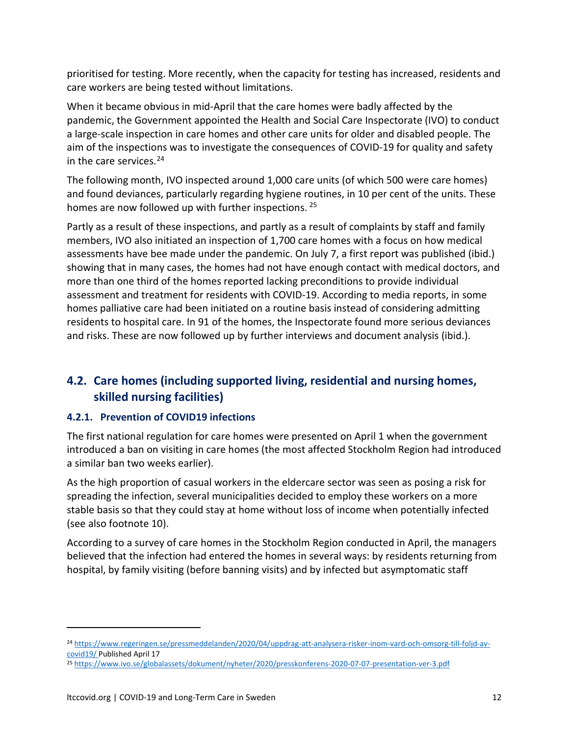prioritised for testing. More recently, when the capacity for testing has increased, residents and care workers are being tested without limitations.

When it became obvious in mid-April that the care homes were badly affected by the pandemic, the Government appointed the Health and Social Care Inspectorate (IVO) to conduct a large-scale inspection in care homes and other care units for older and disabled people. The aim of the inspections was to investigate the consequences of COVID-19 for quality and safety in the care services.[24]

The following month, IVO inspected around 1,000 care units (of which 500 were care homes) and found deviances, particularly regarding hygiene routines, in 10 per cent of the units. These homes are now followed up with further inspections. [25]

Partly as a result of these inspections, and partly as a result of complaints by staff and family members, IVO also initiated an inspection of 1,700 care homes with a focus on how medical assessments have bee made under the pandemic. On July 7, a first report was published (ibid.) showing that in many cases, the homes had not have enough contact with medical doctors, and more than one third of the homes reported lacking preconditions to provide individual assessment and treatment for residents with COVID-19. According to media reports, in some homes palliative care had been initiated on a routine basis instead of considering admitting residents to hospital care. In 91 of the homes, the Inspectorate found more serious deviances and risks. These are now followed up by further interviews and document analysis (ibid.).

## 4.2. Care homes (including supported living, residential and nursing homes, skilled nursing facilities)

### 4.2.1. Prevention of COVID19 infections

The first national regulation for care homes were presented on April 1 when the government introduced a ban on visiting in care homes (the most affected Stockholm Region had introduced a similar ban two weeks earlier).

As the high proportion of casual workers in the eldercare sector was seen as posing a risk for spreading the infection, several municipalities decided to employ these workers on a more stable basis so that they could stay at home without loss of income when potentially infected (see also footnote 10).

According to a survey of care homes in the Stockholm Region conducted in April, the managers believed that the infection had entered the homes in several ways: by residents returning from hospital, by family visiting (before banning visits) and by infected but asymptomatic staff

---

[24] https://www.regeringen.se/pressmeddelanden/2020/04/uppdrag-att-analysera-risker-inom-vard-och-omsorg-till-foljd-av-covid19/ Published April 17

[25] https://www.ivo.se/globalassets/dokument/nyheter/2020/presskonferens-2020-07-07-presentation-ver-3.pdf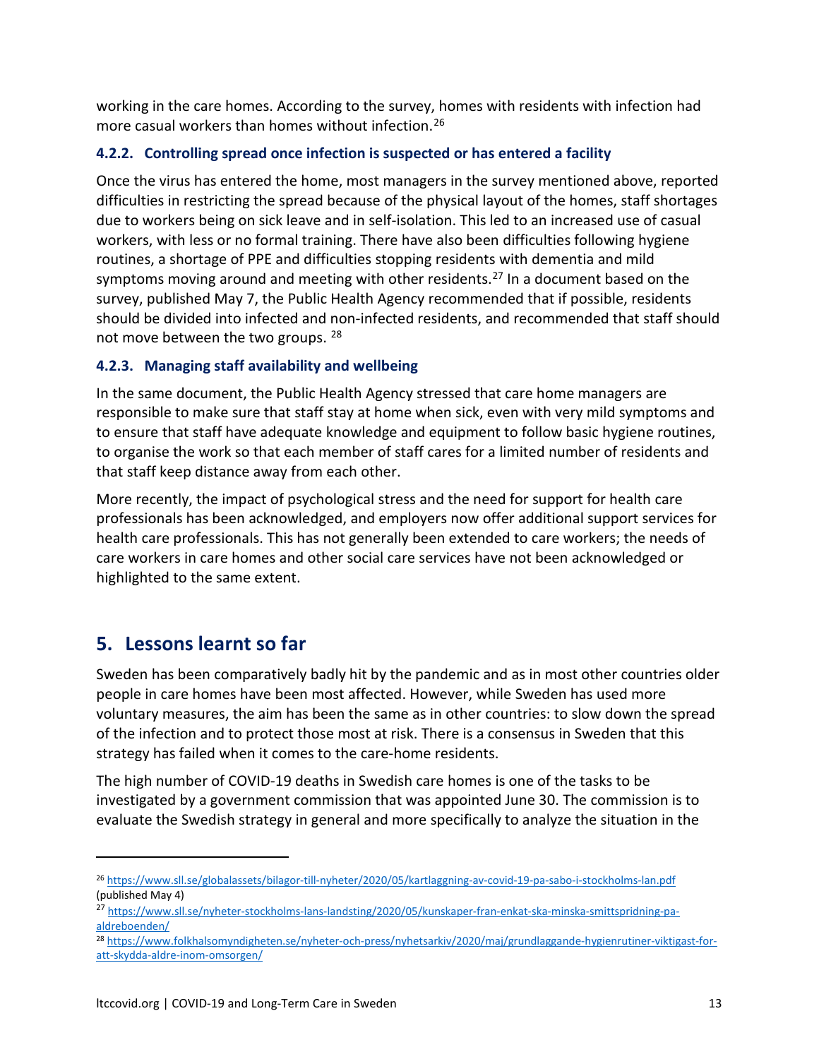working in the care homes. According to the survey, homes with residents with infection had more casual workers than homes without infection.[26]

### 4.2.2. Controlling spread once infection is suspected or has entered a facility

Once the virus has entered the home, most managers in the survey mentioned above, reported difficulties in restricting the spread because of the physical layout of the homes, staff shortages due to workers being on sick leave and in self-isolation. This led to an increased use of casual workers, with less or no formal training. There have also been difficulties following hygiene routines, a shortage of PPE and difficulties stopping residents with dementia and mild symptoms moving around and meeting with other residents.[27] In a document based on the survey, published May 7, the Public Health Agency recommended that if possible, residents should be divided into infected and non-infected residents, and recommended that staff should not move between the two groups. [28]

### 4.2.3. Managing staff availability and wellbeing

In the same document, the Public Health Agency stressed that care home managers are responsible to make sure that staff stay at home when sick, even with very mild symptoms and to ensure that staff have adequate knowledge and equipment to follow basic hygiene routines, to organise the work so that each member of staff cares for a limited number of residents and that staff keep distance away from each other.

More recently, the impact of psychological stress and the need for support for health care professionals has been acknowledged, and employers now offer additional support services for health care professionals. This has not generally been extended to care workers; the needs of care workers in care homes and other social care services have not been acknowledged or highlighted to the same extent.

## 5. Lessons learnt so far

Sweden has been comparatively badly hit by the pandemic and as in most other countries older people in care homes have been most affected. However, while Sweden has used more voluntary measures, the aim has been the same as in other countries: to slow down the spread of the infection and to protect those most at risk. There is a consensus in Sweden that this strategy has failed when it comes to the care-home residents.

The high number of COVID-19 deaths in Swedish care homes is one of the tasks to be investigated by a government commission that was appointed June 30. The commission is to evaluate the Swedish strategy in general and more specifically to analyze the situation in the

---

[26] https://www.sll.se/globalassets/bilagor-till-nyheter/2020/05/kartlaggning-av-covid-19-pa-sabo-i-stockholms-lan.pdf (published May 4)

[27] https://www.sll.se/nyheter-stockholms-lans-landsting/2020/05/kunskaper-fran-enkat-ska-minska-smittspridning-pa-aldreboenden/

[28] https://www.folkhalsomyndigheten.se/nyheter-och-press/nyhetsarkiv/2020/maj/grundlaggande-hygienrutiner-viktigast-for-att-skydda-aldre-inom-omsorgen/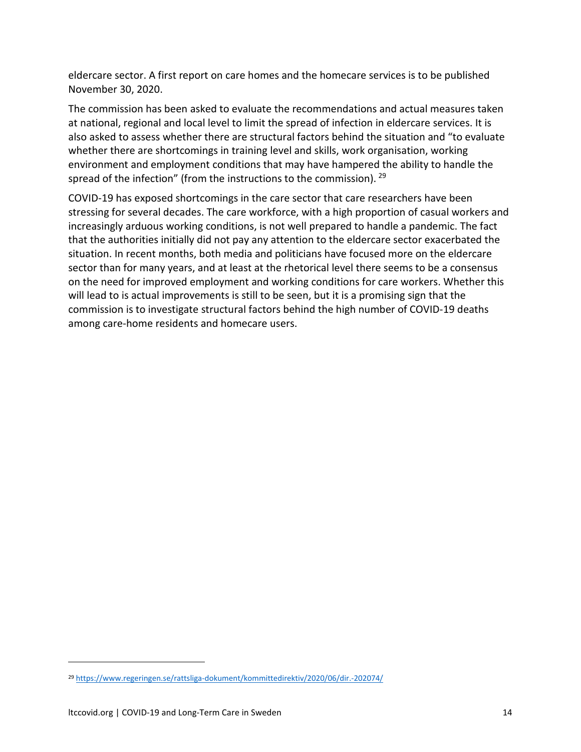eldercare sector. A first report on care homes and the homecare services is to be published November 30, 2020.

The commission has been asked to evaluate the recommendations and actual measures taken at national, regional and local level to limit the spread of infection in eldercare services. It is also asked to assess whether there are structural factors behind the situation and "to evaluate whether there are shortcomings in training level and skills, work organisation, working environment and employment conditions that may have hampered the ability to handle the spread of the infection" (from the instructions to the commission). [29]

COVID-19 has exposed shortcomings in the care sector that care researchers have been stressing for several decades. The care workforce, with a high proportion of casual workers and increasingly arduous working conditions, is not well prepared to handle a pandemic. The fact that the authorities initially did not pay any attention to the eldercare sector exacerbated the situation. In recent months, both media and politicians have focused more on the eldercare sector than for many years, and at least at the rhetorical level there seems to be a consensus on the need for improved employment and working conditions for care workers. Whether this will lead to is actual improvements is still to be seen, but it is a promising sign that the commission is to investigate structural factors behind the high number of COVID-19 deaths among care-home residents and homecare users.

---

[29] https://www.regeringen.se/rattsliga-dokument/kommittedirektiv/2020/06/dir.-202074/